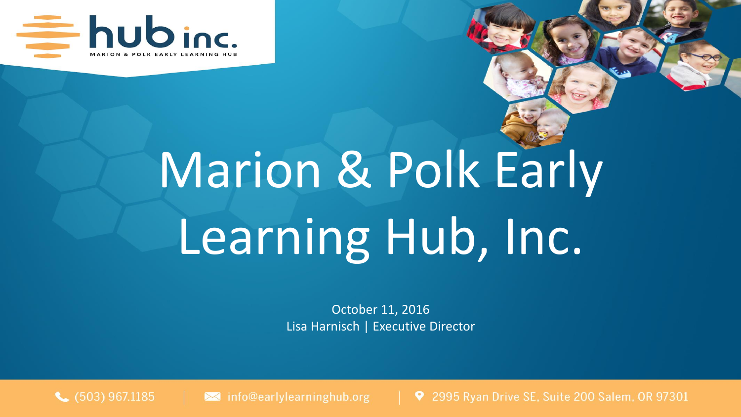hub inc.
MARION & POLK EARLY LEARNING HUB

# Marion & Polk Early Learning Hub, Inc.

October 11, 2016
Lisa Harnisch | Executive Director

(503) 967.1185 | info@earlylearninghub.org | 2995 Ryan Drive SE, Suite 200 Salem, OR 97301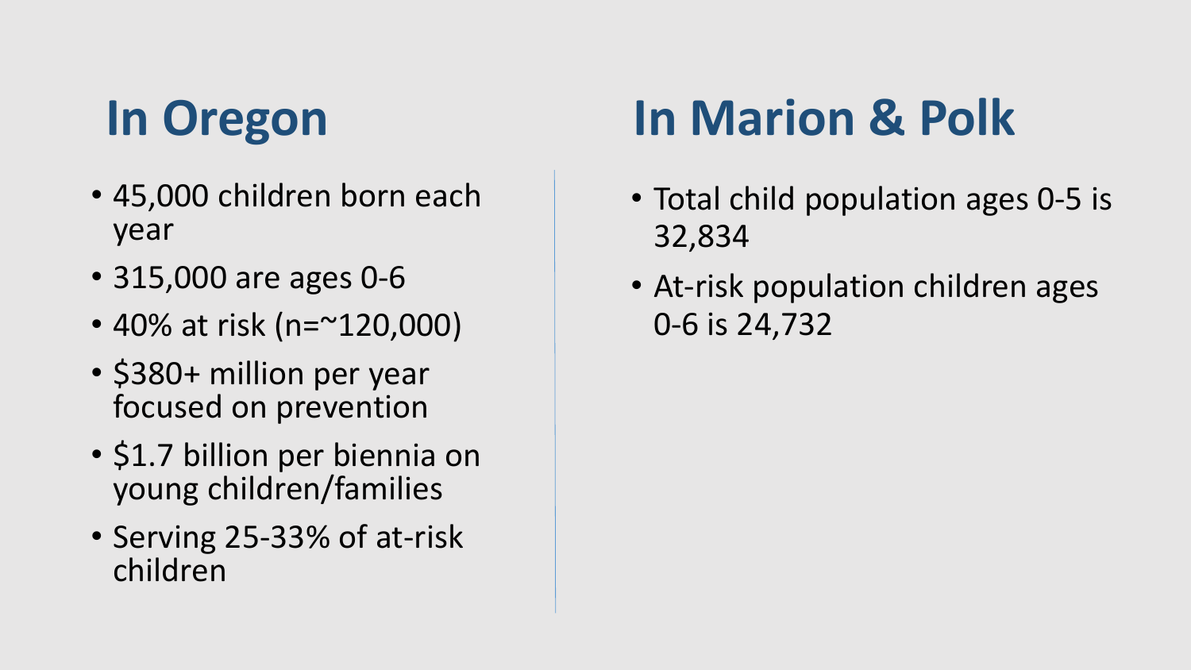## In Oregon

- 45,000 children born each year
- 315,000 are ages 0-6
- 40% at risk (n=~120,000)
- $380+ million per year focused on prevention
- $1.7 billion per biennia on young children/families
- Serving 25-33% of at-risk children

## In Marion & Polk

- Total child population ages 0-5 is 32,834
- At-risk population children ages 0-6 is 24,732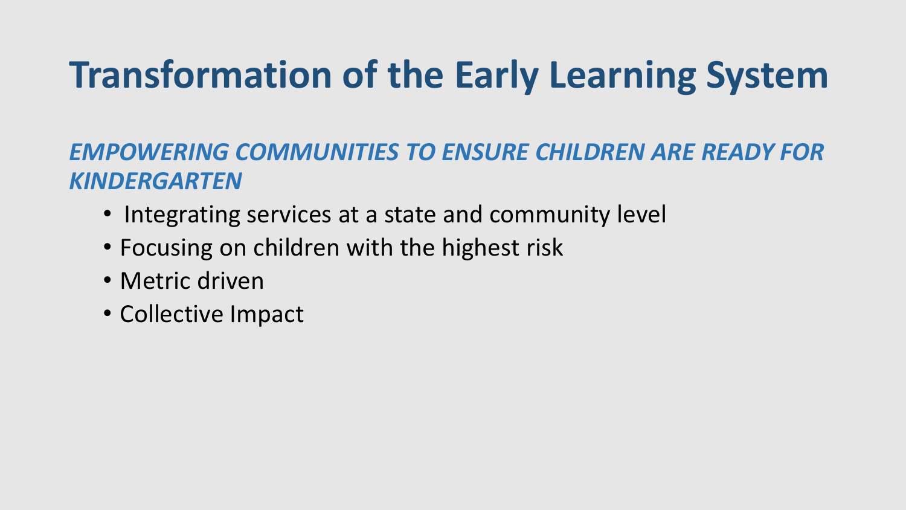# Transformation of the Early Learning System

***EMPOWERING COMMUNITIES TO ENSURE CHILDREN ARE READY FOR KINDERGARTEN***

- Integrating services at a state and community level
- Focusing on children with the highest risk
- Metric driven
- Collective Impact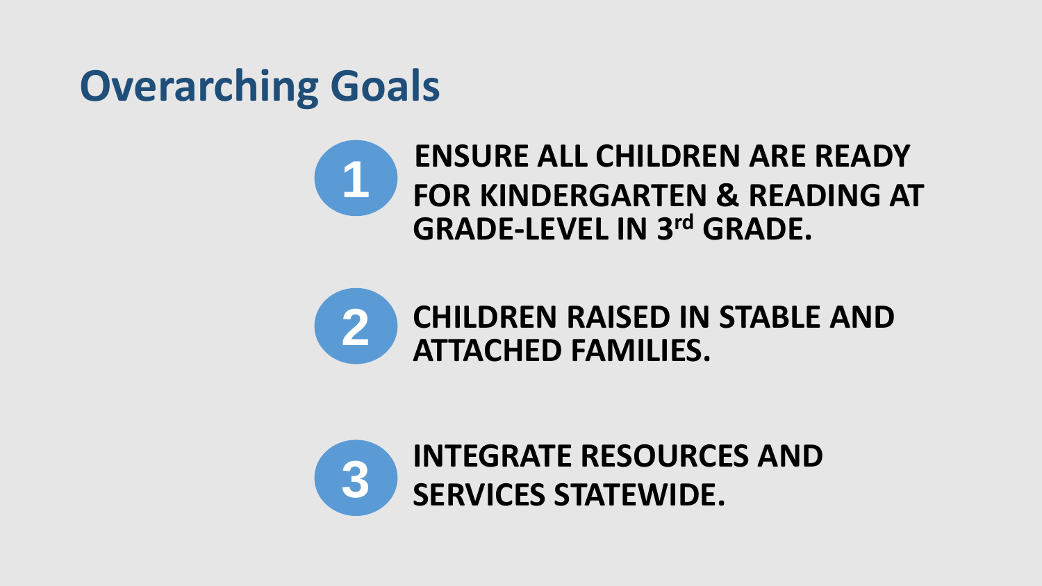# Overarching Goals

1. **ENSURE ALL CHILDREN ARE READY FOR KINDERGARTEN & READING AT GRADE-LEVEL IN 3rd GRADE.**

2. **CHILDREN RAISED IN STABLE AND ATTACHED FAMILIES.**

3. **INTEGRATE RESOURCES AND SERVICES STATEWIDE.**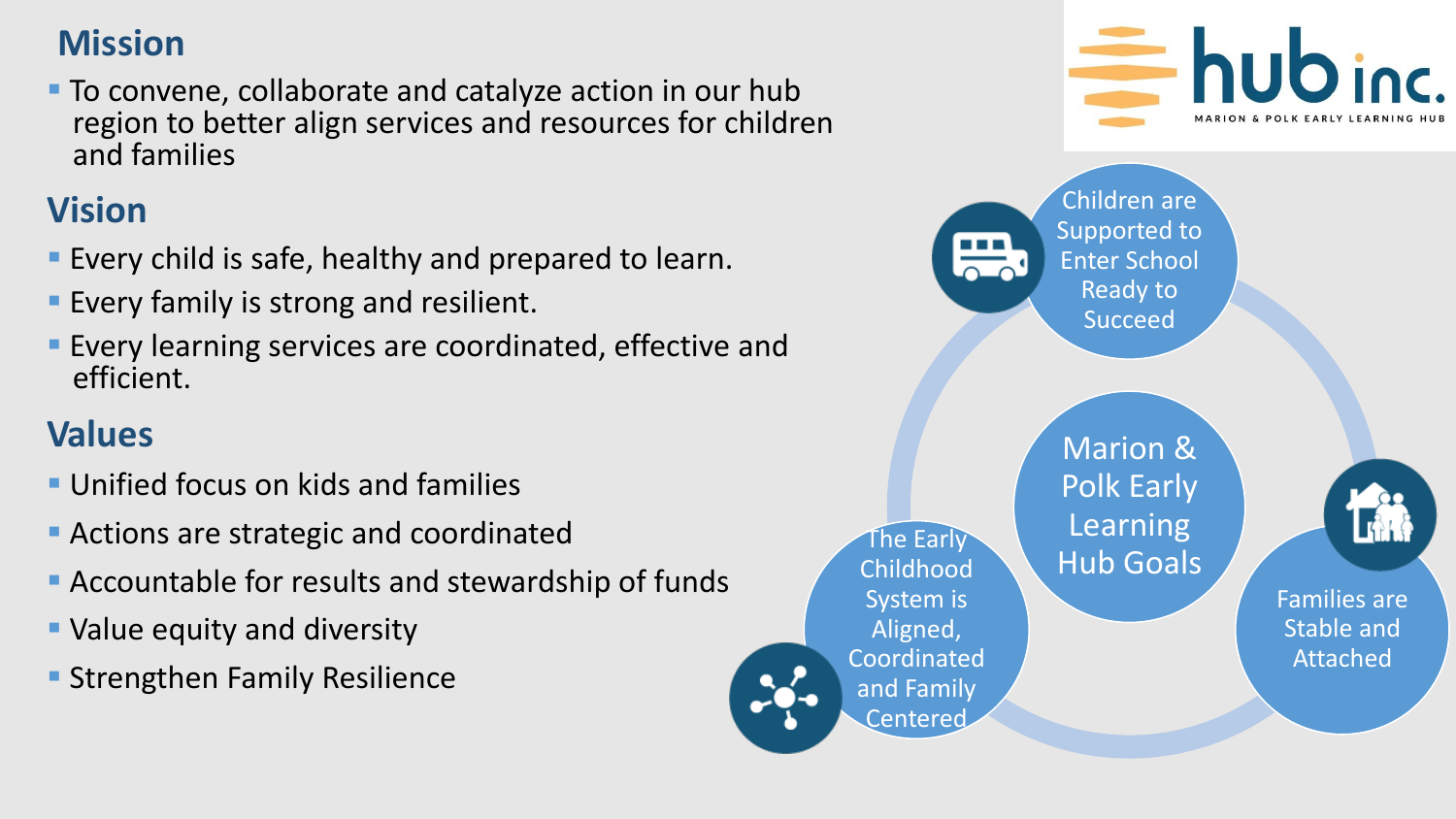## Mission

- To convene, collaborate and catalyze action in our hub region to better align services and resources for children and families

## Vision

- Every child is safe, healthy and prepared to learn.
- Every family is strong and resilient.
- Every learning services are coordinated, effective and efficient.

## Values

- Unified focus on kids and families
- Actions are strategic and coordinated
- Accountable for results and stewardship of funds
- Value equity and diversity
- Strengthen Family Resilience

hub inc.
MARION & POLK EARLY LEARNING HUB

Marion & Polk Early Learning Hub Goals

- Children are Supported to Enter School Ready to Succeed
- Families are Stable and Attached
- The Early Childhood System is Aligned, Coordinated and Family Centered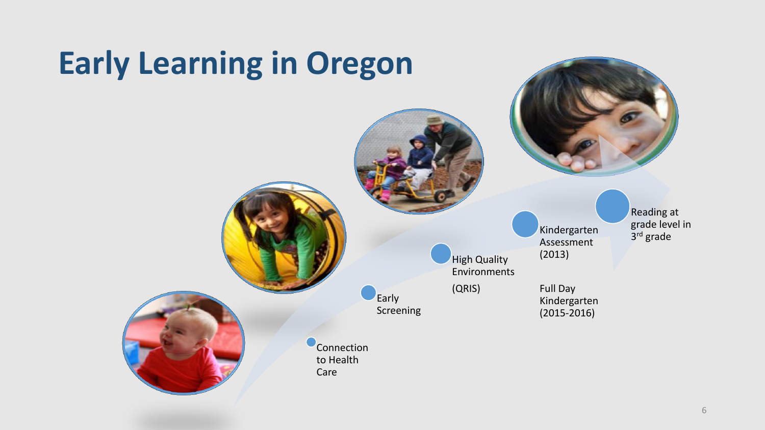# Early Learning in Oregon

- Connection to Health Care
- Early Screening
- High Quality Environments (QRIS)
- Kindergarten Assessment (2013)

  Full Day Kindergarten (2015-2016)
- Reading at grade level in 3rd grade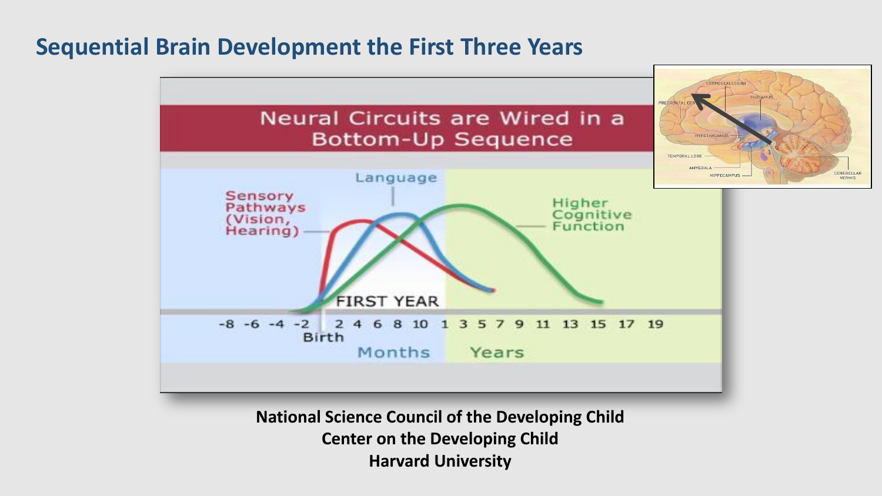## Sequential Brain Development the First Three Years

Neural Circuits are Wired in a Bottom-Up Sequence

Sensory Pathways (Vision, Hearing)

Language

Higher Cognitive Function

FIRST YEAR

-8 -6 -4 -2 Birth 2 4 6 8 10 1 3 5 7 9 11 13 15 17 19

Months Years

CORPUS CALLOSUM
THALAMUS
PREFRONTAL COR
HYPOTHALAMUS
TEMPORAL LOBE
AMYGDALA
HIPPOCAMPUS
CEREBELLAR VERMIS

**National Science Council of the Developing Child**
**Center on the Developing Child**
**Harvard University**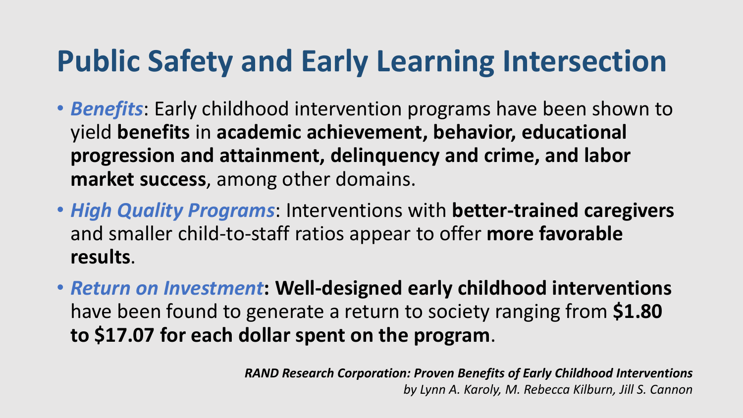# Public Safety and Early Learning Intersection

- ***Benefits***: Early childhood intervention programs have been shown to yield **benefits** in **academic achievement, behavior, educational progression and attainment, delinquency and crime, and labor market success**, among other domains.
- ***High Quality Programs***: Interventions with **better-trained caregivers** and smaller child-to-staff ratios appear to offer **more favorable results**.
- ***Return on Investment*****: Well-designed early childhood interventions** have been found to generate a return to society ranging from **$1.80 to $17.07 for each dollar spent on the program**.

***RAND Research Corporation: Proven Benefits of Early Childhood Interventions***
*by Lynn A. Karoly, M. Rebecca Kilburn, Jill S. Cannon*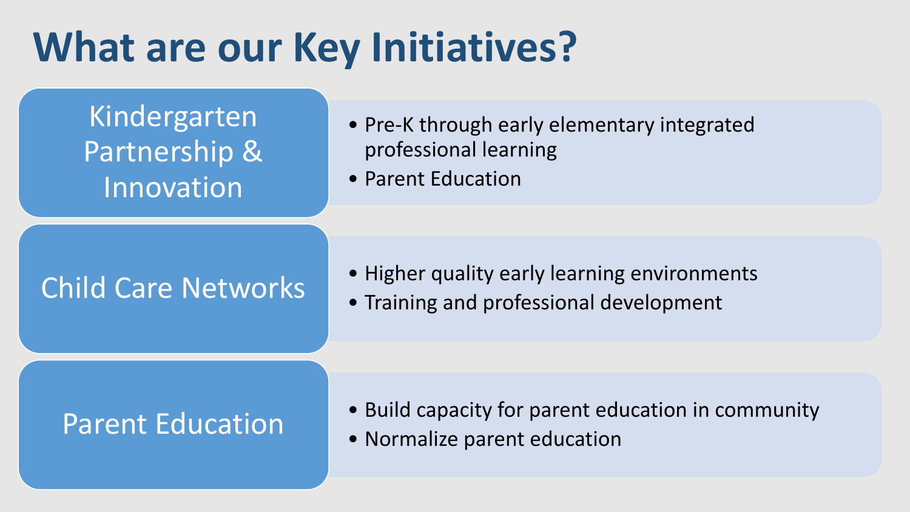# What are our Key Initiatives?

## Kindergarten Partnership & Innovation

- Pre-K through early elementary integrated professional learning
- Parent Education

## Child Care Networks

- Higher quality early learning environments
- Training and professional development

## Parent Education

- Build capacity for parent education in community
- Normalize parent education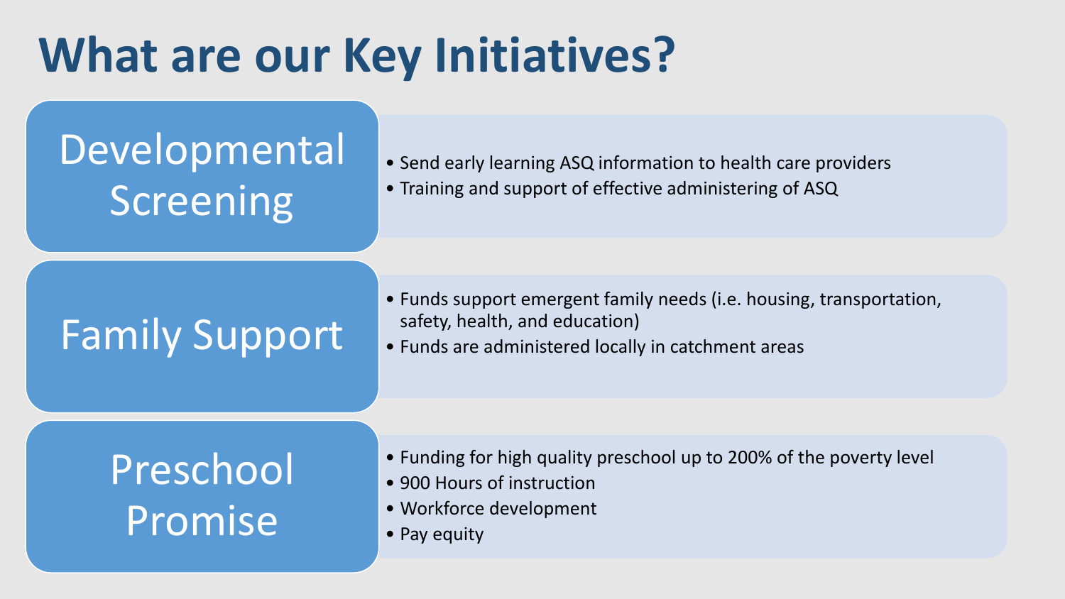# What are our Key Initiatives?

## Developmental Screening

- Send early learning ASQ information to health care providers
- Training and support of effective administering of ASQ

## Family Support

- Funds support emergent family needs (i.e. housing, transportation, safety, health, and education)
- Funds are administered locally in catchment areas

## Preschool Promise

- Funding for high quality preschool up to 200% of the poverty level
- 900 Hours of instruction
- Workforce development
- Pay equity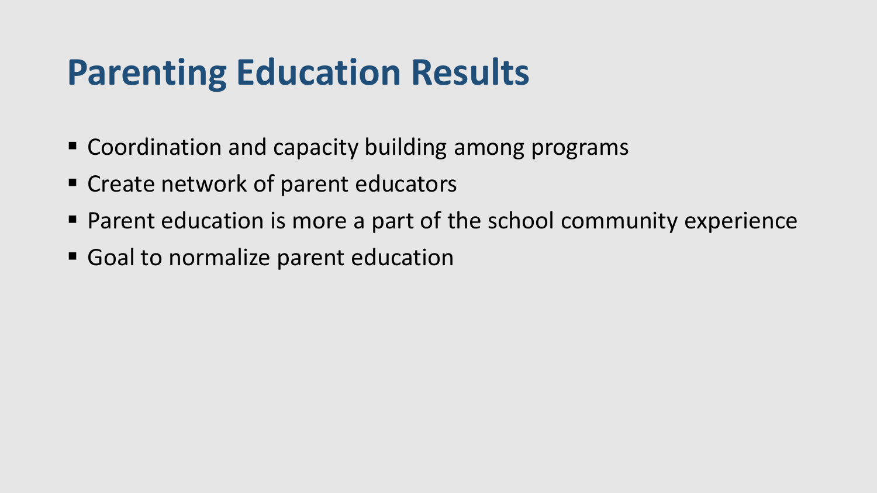# Parenting Education Results

- Coordination and capacity building among programs
- Create network of parent educators
- Parent education is more a part of the school community experience
- Goal to normalize parent education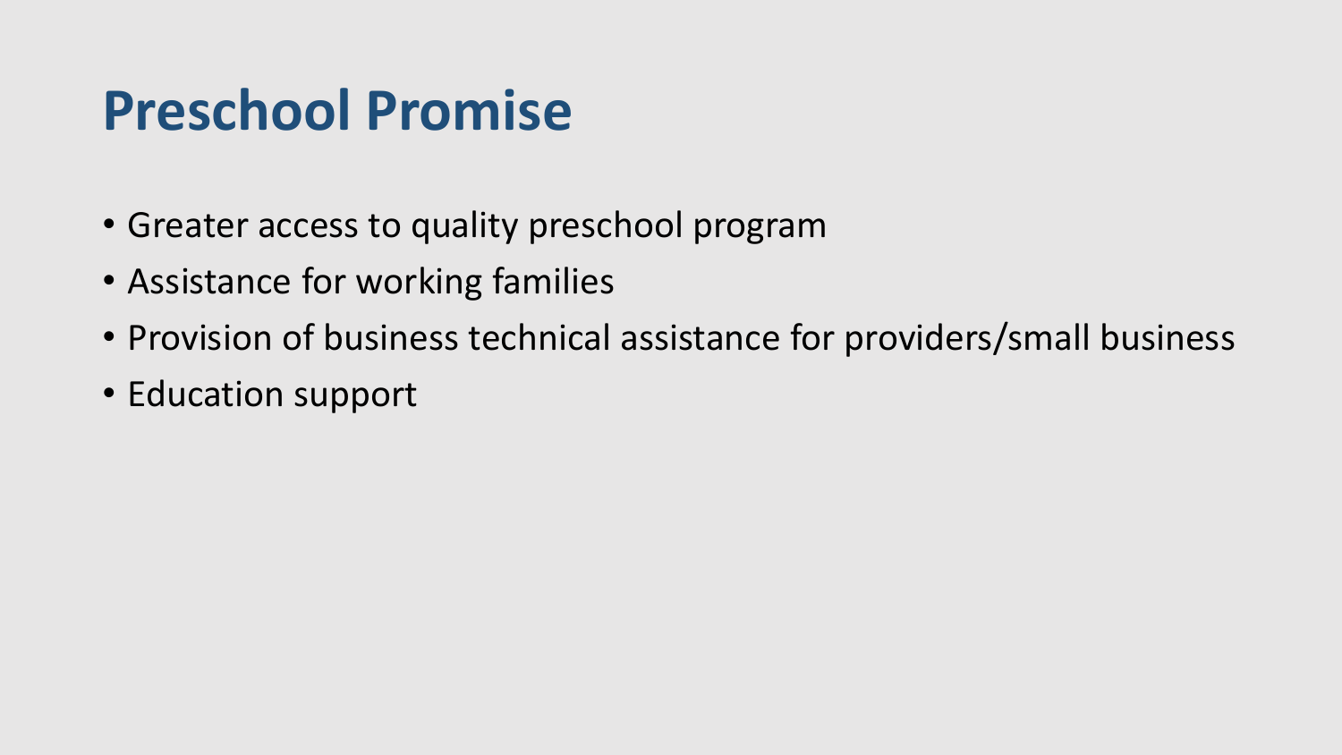# Preschool Promise

- Greater access to quality preschool program
- Assistance for working families
- Provision of business technical assistance for providers/small business
- Education support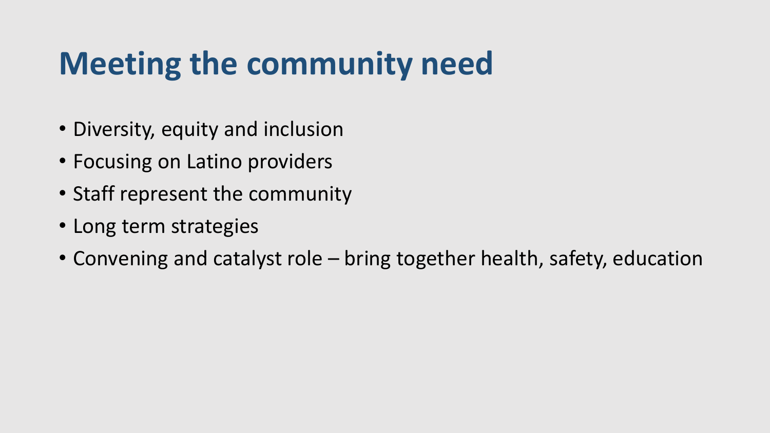# Meeting the community need

- Diversity, equity and inclusion
- Focusing on Latino providers
- Staff represent the community
- Long term strategies
- Convening and catalyst role – bring together health, safety, education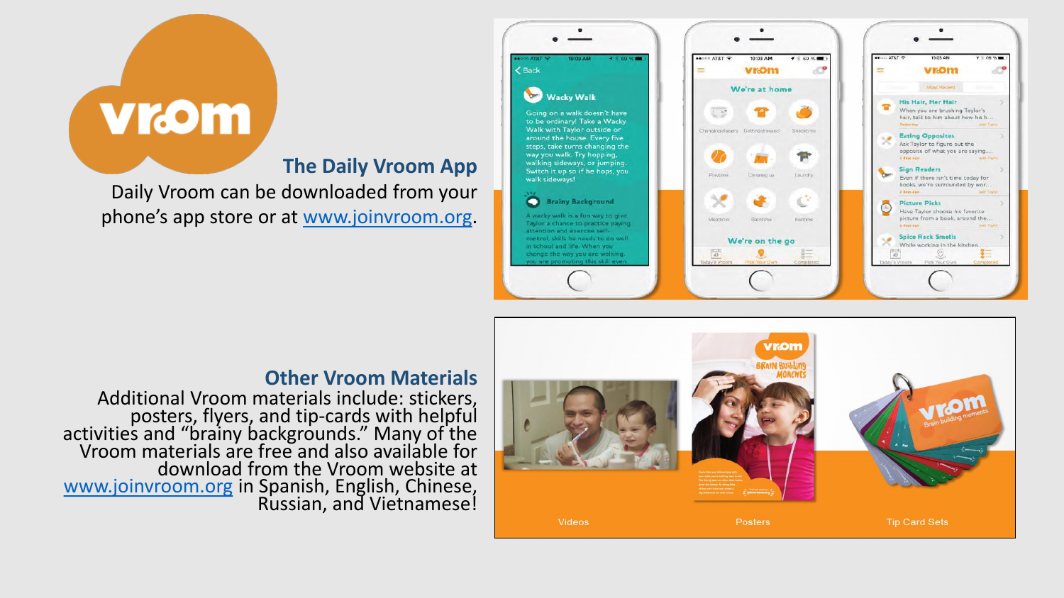## The Daily Vroom App

Daily Vroom can be downloaded from your phone's app store or at www.joinvroom.org.

## Other Vroom Materials

Additional Vroom materials include: stickers, posters, flyers, and tip-cards with helpful activities and "brainy backgrounds." Many of the Vroom materials are free and also available for download from the Vroom website at www.joinvroom.org in Spanish, English, Chinese, Russian, and Vietnamese!

Videos

Posters

Tip Card Sets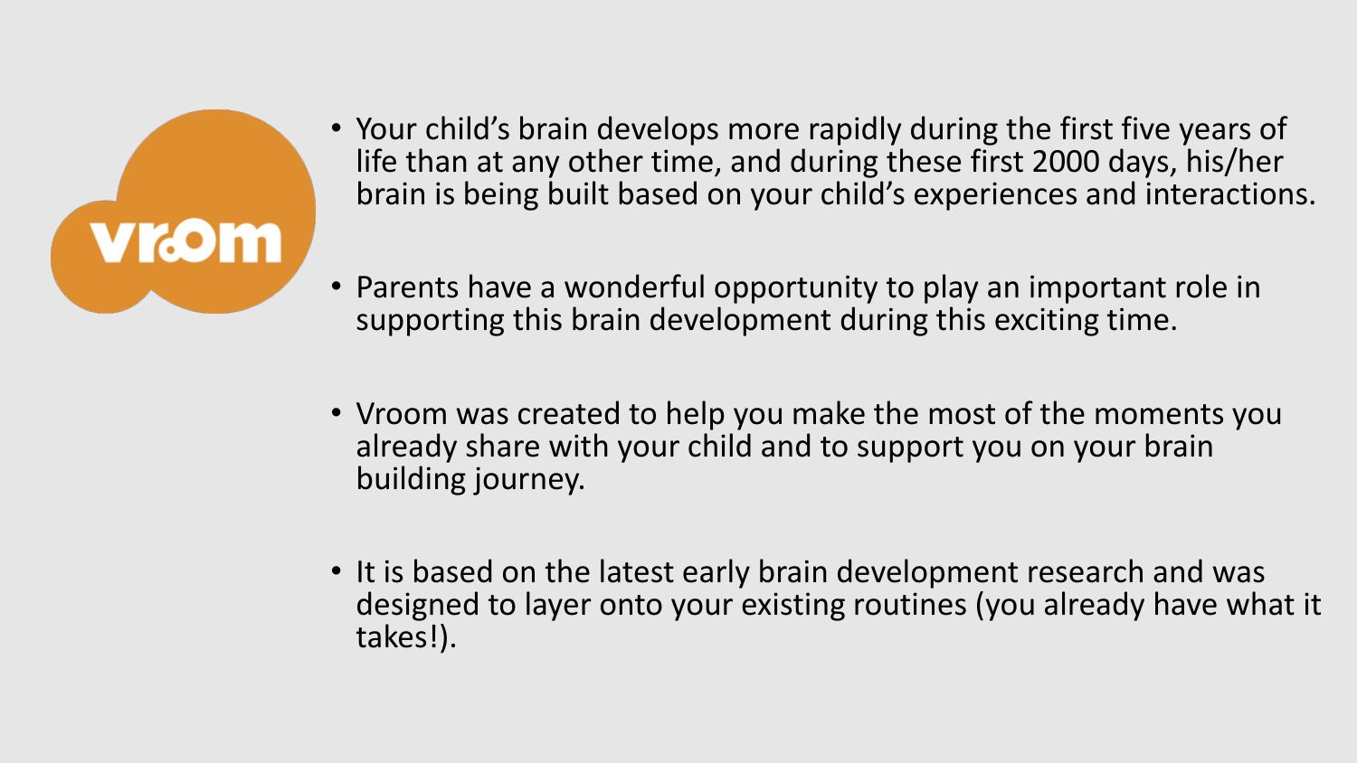vroom

- Your child's brain develops more rapidly during the first five years of life than at any other time, and during these first 2000 days, his/her brain is being built based on your child's experiences and interactions.
- Parents have a wonderful opportunity to play an important role in supporting this brain development during this exciting time.
- Vroom was created to help you make the most of the moments you already share with your child and to support you on your brain building journey.
- It is based on the latest early brain development research and was designed to layer onto your existing routines (you already have what it takes!).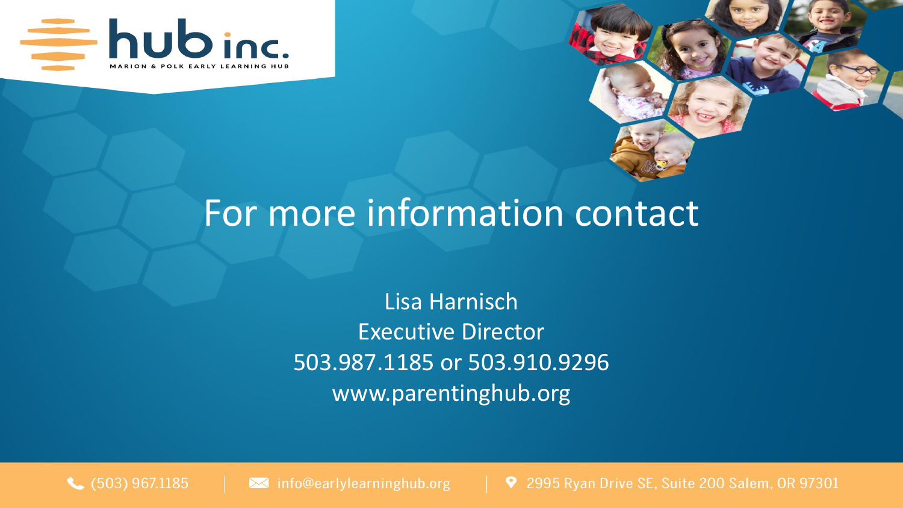hub inc.

MARION & POLK EARLY LEARNING HUB

# For more information contact

Lisa Harnisch
Executive Director
503.987.1185 or 503.910.9296
www.parentinghub.org

(503) 967.1185 | info@earlylearninghub.org | 2995 Ryan Drive SE, Suite 200 Salem, OR 97301